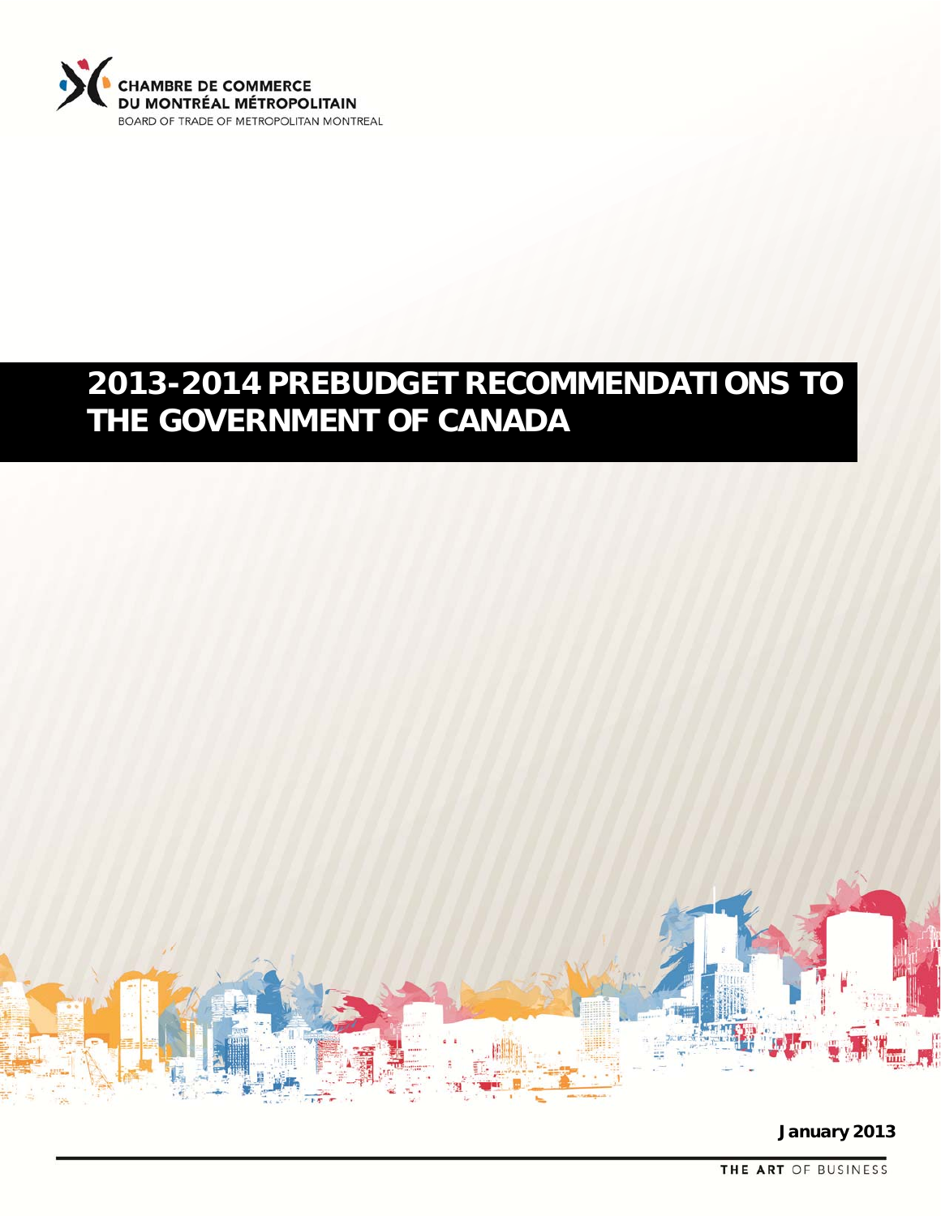CHAMBRE DE COMMERCE
DU MONTRÉAL MÉTROPOLITAIN
BOARD OF TRADE OF METROPOLITAN MONTREAL

# 2013-2014 PREBUDGET RECOMMENDATIONS TO THE GOVERNMENT OF CANADA

**January 2013**

THE ART OF BUSINESS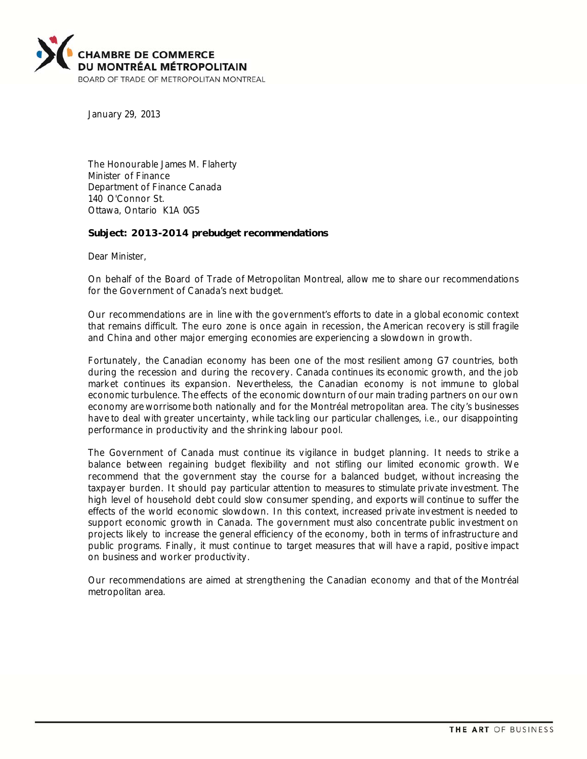**CHAMBRE DE COMMERCE DU MONTRÉAL MÉTROPOLITAIN**
BOARD OF TRADE OF METROPOLITAN MONTREAL

January 29, 2013

The Honourable James M. Flaherty
Minister of Finance
Department of Finance Canada
140 O'Connor St.
Ottawa, Ontario K1A 0G5

**Subject: 2013-2014 prebudget recommendations**

Dear Minister,

On behalf of the Board of Trade of Metropolitan Montreal, allow me to share our recommendations for the Government of Canada's next budget.

Our recommendations are in line with the government's efforts to date in a global economic context that remains difficult. The euro zone is once again in recession, the American recovery is still fragile and China and other major emerging economies are experiencing a slowdown in growth.

Fortunately, the Canadian economy has been one of the most resilient among G7 countries, both during the recession and during the recovery. Canada continues its economic growth, and the job market continues its expansion. Nevertheless, the Canadian economy is not immune to global economic turbulence. The effects of the economic downturn of our main trading partners on our own economy are worrisome both nationally and for the Montréal metropolitan area. The city's businesses have to deal with greater uncertainty, while tackling our particular challenges, i.e., our disappointing performance in productivity and the shrinking labour pool.

The Government of Canada must continue its vigilance in budget planning. It needs to strike a balance between regaining budget flexibility and not stifling our limited economic growth. We recommend that the government stay the course for a balanced budget, without increasing the taxpayer burden. It should pay particular attention to measures to stimulate private investment. The high level of household debt could slow consumer spending, and exports will continue to suffer the effects of the world economic slowdown. In this context, increased private investment is needed to support economic growth in Canada. The government must also concentrate public investment on projects likely to increase the general efficiency of the economy, both in terms of infrastructure and public programs. Finally, it must continue to target measures that will have a rapid, positive impact on business and worker productivity.

Our recommendations are aimed at strengthening the Canadian economy and that of the Montréal metropolitan area.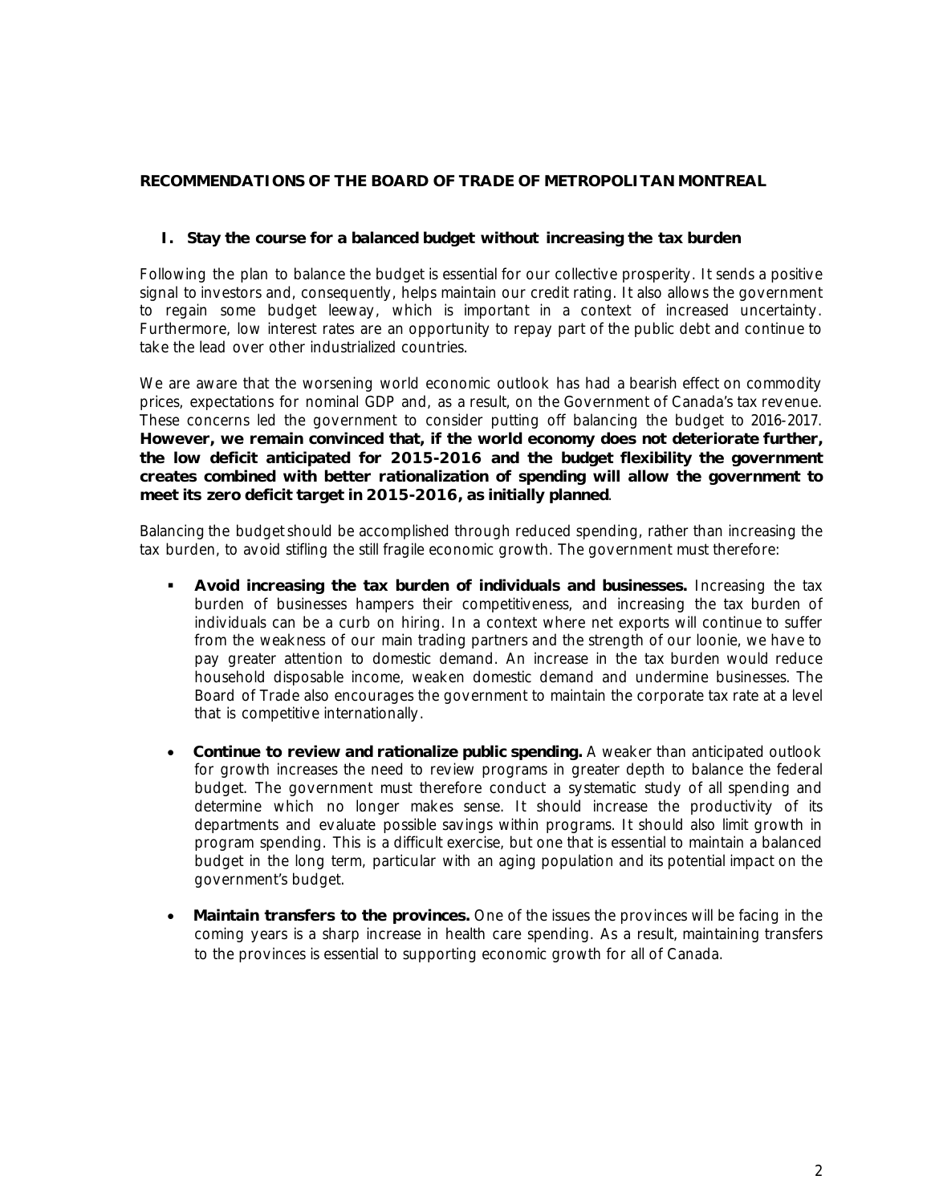## RECOMMENDATIONS OF THE BOARD OF TRADE OF METROPOLITAN MONTREAL

### I. Stay the course for a balanced budget without increasing the tax burden

Following the plan to balance the budget is essential for our collective prosperity. It sends a positive signal to investors and, consequently, helps maintain our credit rating. It also allows the government to regain some budget leeway, which is important in a context of increased uncertainty. Furthermore, low interest rates are an opportunity to repay part of the public debt and continue to take the lead over other industrialized countries.

We are aware that the worsening world economic outlook has had a bearish effect on commodity prices, expectations for nominal GDP and, as a result, on the Government of Canada's tax revenue. These concerns led the government to consider putting off balancing the budget to 2016-2017. **However, we remain convinced that, if the world economy does not deteriorate further, the low deficit anticipated for 2015-2016 and the budget flexibility the government creates combined with better rationalization of spending will allow the government to meet its zero deficit target in 2015-2016, as initially planned**.

Balancing the budget should be accomplished through reduced spending, rather than increasing the tax burden, to avoid stifling the still fragile economic growth. The government must therefore:

- **Avoid increasing the tax burden of individuals and businesses.** Increasing the tax burden of businesses hampers their competitiveness, and increasing the tax burden of individuals can be a curb on hiring. In a context where net exports will continue to suffer from the weakness of our main trading partners and the strength of our loonie, we have to pay greater attention to domestic demand. An increase in the tax burden would reduce household disposable income, weaken domestic demand and undermine businesses. The Board of Trade also encourages the government to maintain the corporate tax rate at a level that is competitive internationally.

- **Continue to review and rationalize public spending.** A weaker than anticipated outlook for growth increases the need to review programs in greater depth to balance the federal budget. The government must therefore conduct a systematic study of all spending and determine which no longer makes sense. It should increase the productivity of its departments and evaluate possible savings within programs. It should also limit growth in program spending. This is a difficult exercise, but one that is essential to maintain a balanced budget in the long term, particular with an aging population and its potential impact on the government's budget.

- **Maintain transfers to the provinces.** One of the issues the provinces will be facing in the coming years is a sharp increase in health care spending. As a result, maintaining transfers to the provinces is essential to supporting economic growth for all of Canada.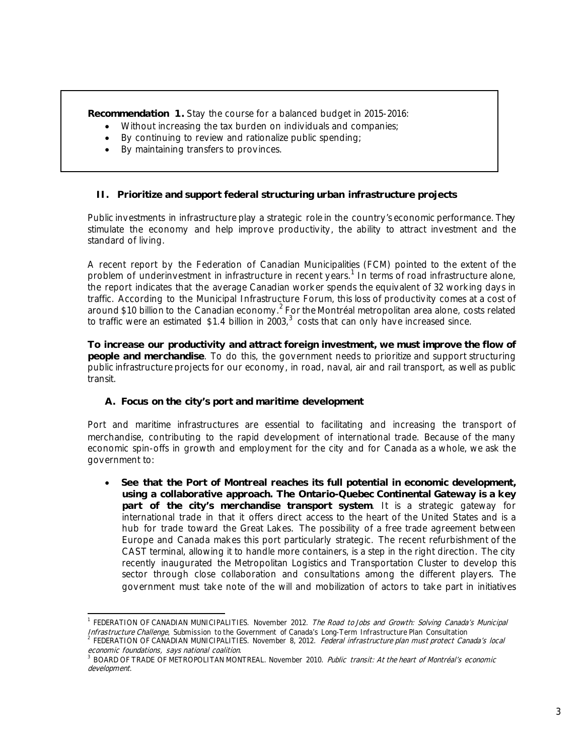**Recommendation 1.** Stay the course for a balanced budget in 2015-2016:

- Without increasing the tax burden on individuals and companies;
- By continuing to review and rationalize public spending;
- By maintaining transfers to provinces.

## II. Prioritize and support federal structuring urban infrastructure projects

Public investments in infrastructure play a strategic role in the country's economic performance. They stimulate the economy and help improve productivity, the ability to attract investment and the standard of living.

A recent report by the Federation of Canadian Municipalities (FCM) pointed to the extent of the problem of underinvestment in infrastructure in recent years.[1] In terms of road infrastructure alone, the report indicates that the average Canadian worker spends the equivalent of 32 working days in traffic. According to the Municipal Infrastructure Forum, this loss of productivity comes at a cost of around $10 billion to the Canadian economy.[2] For the Montréal metropolitan area alone, costs related to traffic were an estimated $1.4 billion in 2003,[3] costs that can only have increased since.

**To increase our productivity and attract foreign investment, we must improve the flow of people and merchandise**. To do this, the government needs to prioritize and support structuring public infrastructure projects for our economy, in road, naval, air and rail transport, as well as public transit.

### A. Focus on the city's port and maritime development

Port and maritime infrastructures are essential to facilitating and increasing the transport of merchandise, contributing to the rapid development of international trade. Because of the many economic spin-offs in growth and employment for the city and for Canada as a whole, we ask the government to:

- **See that the Port of Montreal reaches its full potential in economic development, using a collaborative approach. The Ontario-Quebec Continental Gateway is a key part of the city's merchandise transport system**. It is a strategic gateway for international trade in that it offers direct access to the heart of the United States and is a hub for trade toward the Great Lakes. The possibility of a free trade agreement between Europe and Canada makes this port particularly strategic. The recent refurbishment of the CAST terminal, allowing it to handle more containers, is a step in the right direction. The city recently inaugurated the Metropolitan Logistics and Transportation Cluster to develop this sector through close collaboration and consultations among the different players. The government must take note of the will and mobilization of actors to take part in initiatives

---

[1] FEDERATION OF CANADIAN MUNICIPALITIES. November 2012. *The Road to Jobs and Growth: Solving Canada's Municipal Infrastructure Challenge*, Submission to the Government of Canada's Long-Term Infrastructure Plan Consultation

[2] FEDERATION OF CANADIAN MUNICIPALITIES. November 8, 2012. *Federal infrastructure plan must protect Canada's local economic foundations, says national coalition*.

[3] BOARD OF TRADE OF METROPOLITAN MONTREAL. November 2010. *Public transit: At the heart of Montréal's economic development*.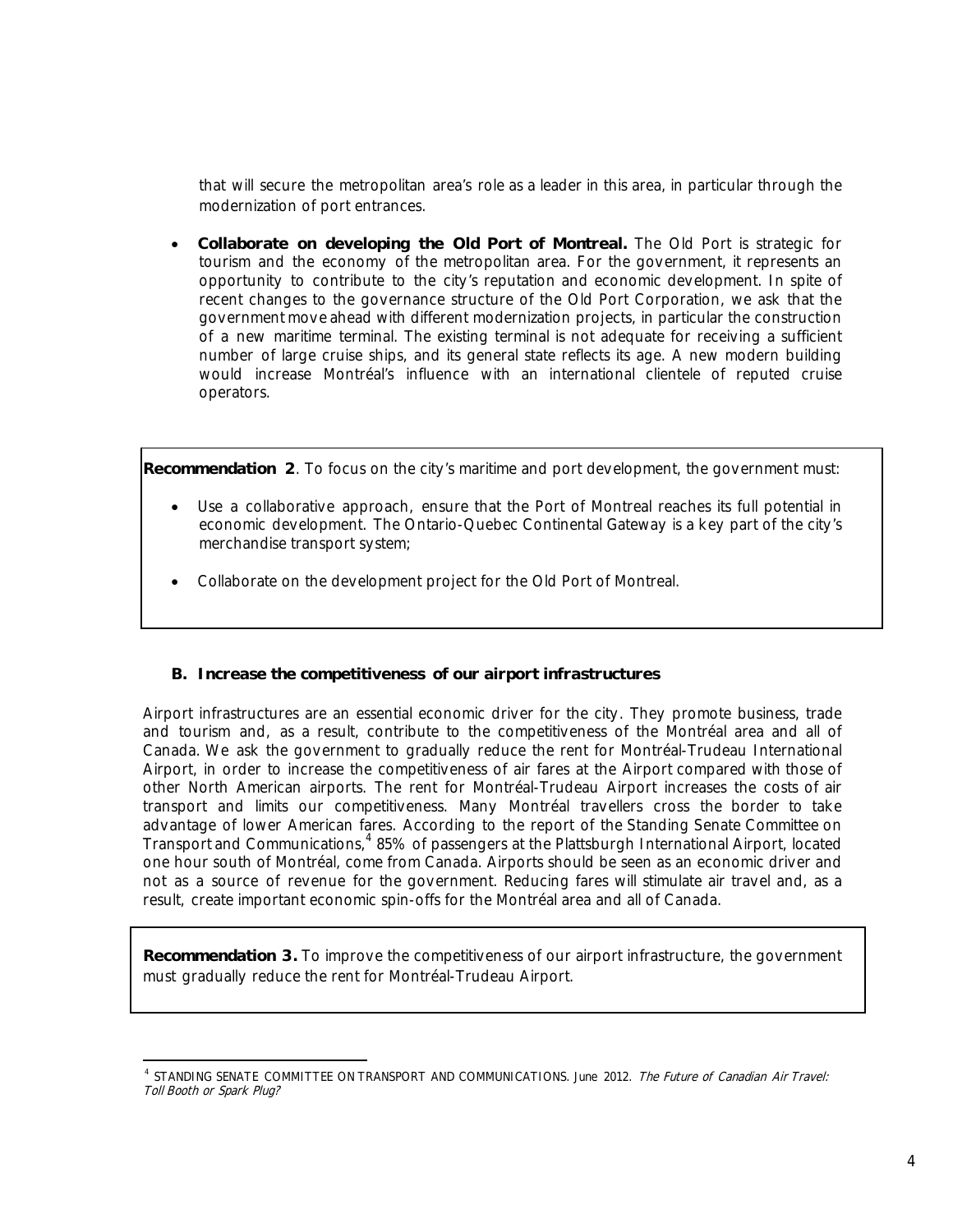that will secure the metropolitan area's role as a leader in this area, in particular through the modernization of port entrances.

- **Collaborate on developing the Old Port of Montreal.** The Old Port is strategic for tourism and the economy of the metropolitan area. For the government, it represents an opportunity to contribute to the city's reputation and economic development. In spite of recent changes to the governance structure of the Old Port Corporation, we ask that the government move ahead with different modernization projects, in particular the construction of a new maritime terminal. The existing terminal is not adequate for receiving a sufficient number of large cruise ships, and its general state reflects its age. A new modern building would increase Montréal's influence with an international clientele of reputed cruise operators.

**Recommendation 2**. To focus on the city's maritime and port development, the government must:

- Use a collaborative approach, ensure that the Port of Montreal reaches its full potential in economic development. The Ontario-Quebec Continental Gateway is a key part of the city's merchandise transport system;
- Collaborate on the development project for the Old Port of Montreal.

### B. Increase the competitiveness of our airport infrastructures

Airport infrastructures are an essential economic driver for the city. They promote business, trade and tourism and, as a result, contribute to the competitiveness of the Montréal area and all of Canada. We ask the government to gradually reduce the rent for Montréal-Trudeau International Airport, in order to increase the competitiveness of air fares at the Airport compared with those of other North American airports. The rent for Montréal-Trudeau Airport increases the costs of air transport and limits our competitiveness. Many Montréal travellers cross the border to take advantage of lower American fares. According to the report of the Standing Senate Committee on Transport and Communications,[4] 85% of passengers at the Plattsburgh International Airport, located one hour south of Montréal, come from Canada. Airports should be seen as an economic driver and not as a source of revenue for the government. Reducing fares will stimulate air travel and, as a result, create important economic spin-offs for the Montréal area and all of Canada.

**Recommendation 3.** To improve the competitiveness of our airport infrastructure, the government must gradually reduce the rent for Montréal-Trudeau Airport.

[4] STANDING SENATE COMMITTEE ON TRANSPORT AND COMMUNICATIONS. June 2012. *The Future of Canadian Air Travel: Toll Booth or Spark Plug?*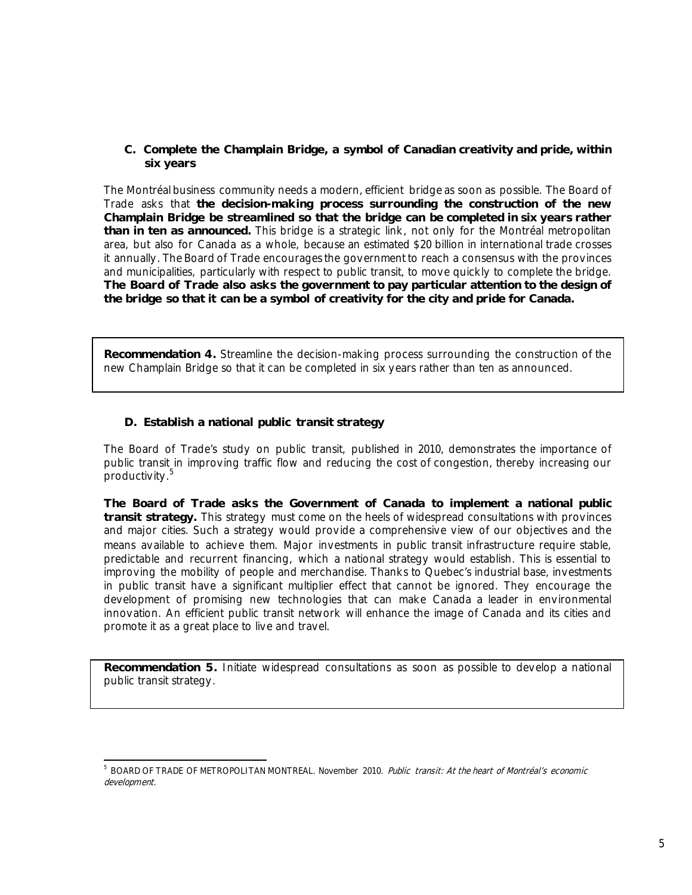### C. Complete the Champlain Bridge, a symbol of Canadian creativity and pride, within six years

The Montréal business community needs a modern, efficient bridge as soon as possible. The Board of Trade asks that **the decision-making process surrounding the construction of the new Champlain Bridge be streamlined so that the bridge can be completed in six years rather than in ten as announced.** This bridge is a strategic link, not only for the Montréal metropolitan area, but also for Canada as a whole, because an estimated $20 billion in international trade crosses it annually. The Board of Trade encourages the government to reach a consensus with the provinces and municipalities, particularly with respect to public transit, to move quickly to complete the bridge. **The Board of Trade also asks the government to pay particular attention to the design of the bridge so that it can be a symbol of creativity for the city and pride for Canada.**

**Recommendation 4.** Streamline the decision-making process surrounding the construction of the new Champlain Bridge so that it can be completed in six years rather than ten as announced.

### D. Establish a national public transit strategy

The Board of Trade's study on public transit, published in 2010, demonstrates the importance of public transit in improving traffic flow and reducing the cost of congestion, thereby increasing our productivity.[5]

**The Board of Trade asks the Government of Canada to implement a national public transit strategy.** This strategy must come on the heels of widespread consultations with provinces and major cities. Such a strategy would provide a comprehensive view of our objectives and the means available to achieve them. Major investments in public transit infrastructure require stable, predictable and recurrent financing, which a national strategy would establish. This is essential to improving the mobility of people and merchandise. Thanks to Quebec's industrial base, investments in public transit have a significant multiplier effect that cannot be ignored. They encourage the development of promising new technologies that can make Canada a leader in environmental innovation. An efficient public transit network will enhance the image of Canada and its cities and promote it as a great place to live and travel.

**Recommendation 5.** Initiate widespread consultations as soon as possible to develop a national public transit strategy.

[5] BOARD OF TRADE OF METROPOLITAN MONTREAL. November 2010. *Public transit: At the heart of Montréal's economic development*.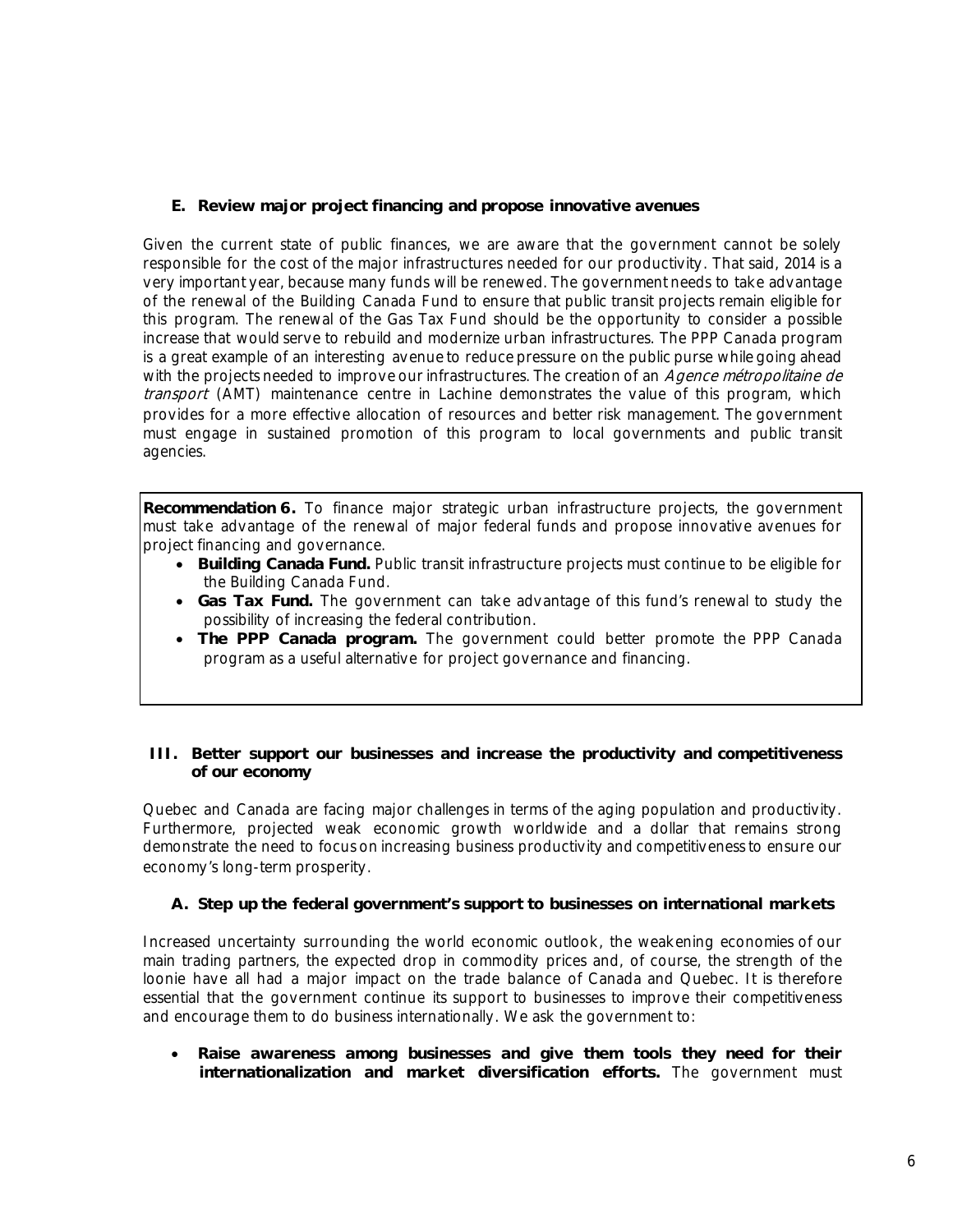### E. Review major project financing and propose innovative avenues

Given the current state of public finances, we are aware that the government cannot be solely responsible for the cost of the major infrastructures needed for our productivity. That said, 2014 is a very important year, because many funds will be renewed. The government needs to take advantage of the renewal of the Building Canada Fund to ensure that public transit projects remain eligible for this program. The renewal of the Gas Tax Fund should be the opportunity to consider a possible increase that would serve to rebuild and modernize urban infrastructures. The PPP Canada program is a great example of an interesting avenue to reduce pressure on the public purse while going ahead with the projects needed to improve our infrastructures. The creation of an *Agence métropolitaine de transport* (AMT) maintenance centre in Lachine demonstrates the value of this program, which provides for a more effective allocation of resources and better risk management. The government must engage in sustained promotion of this program to local governments and public transit agencies.

**Recommendation 6.** To finance major strategic urban infrastructure projects, the government must take advantage of the renewal of major federal funds and propose innovative avenues for project financing and governance.

- **Building Canada Fund.** Public transit infrastructure projects must continue to be eligible for the Building Canada Fund.
- **Gas Tax Fund.** The government can take advantage of this fund's renewal to study the possibility of increasing the federal contribution.
- **The PPP Canada program.** The government could better promote the PPP Canada program as a useful alternative for project governance and financing.

## III. Better support our businesses and increase the productivity and competitiveness of our economy

Quebec and Canada are facing major challenges in terms of the aging population and productivity. Furthermore, projected weak economic growth worldwide and a dollar that remains strong demonstrate the need to focus on increasing business productivity and competitiveness to ensure our economy's long-term prosperity.

### A. Step up the federal government's support to businesses on international markets

Increased uncertainty surrounding the world economic outlook, the weakening economies of our main trading partners, the expected drop in commodity prices and, of course, the strength of the loonie have all had a major impact on the trade balance of Canada and Quebec. It is therefore essential that the government continue its support to businesses to improve their competitiveness and encourage them to do business internationally. We ask the government to:

- **Raise awareness among businesses and give them tools they need for their internationalization and market diversification efforts.** The government must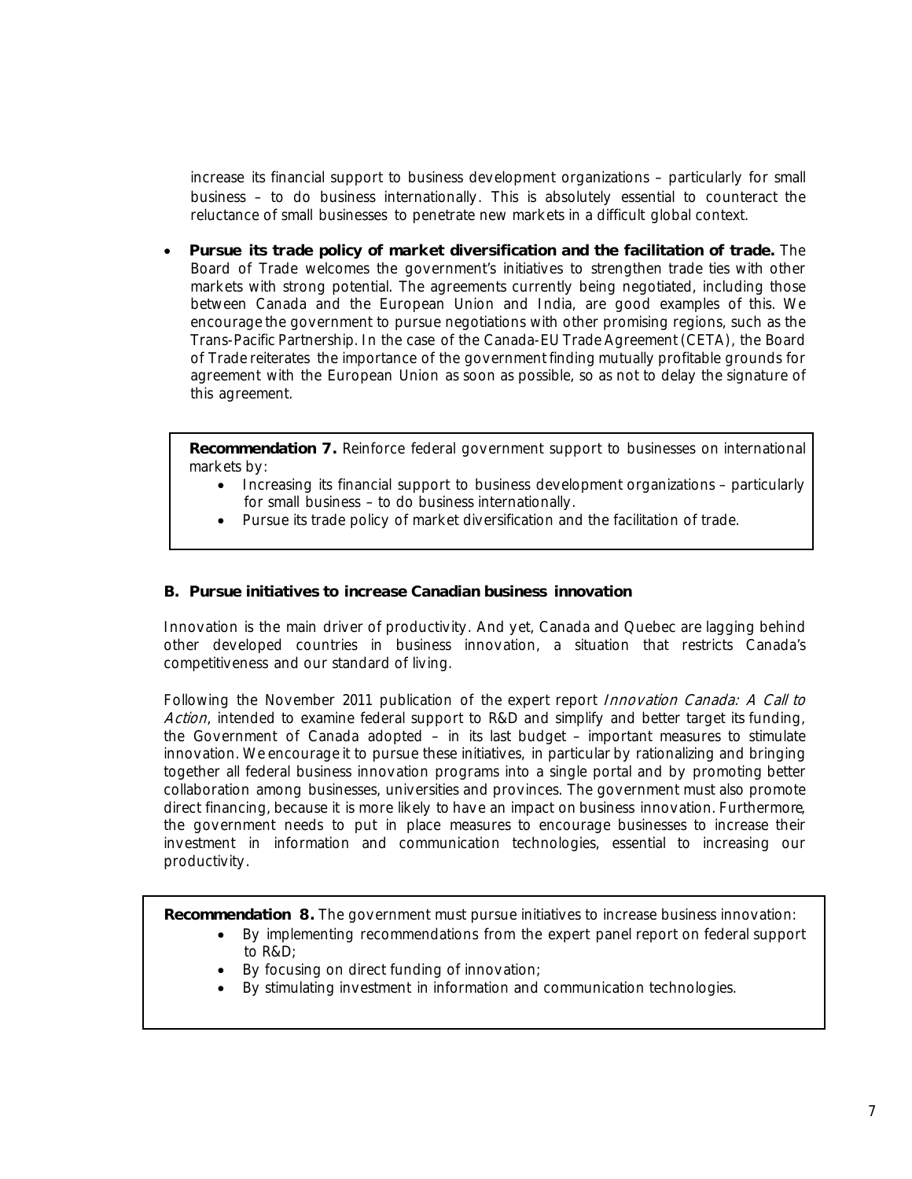increase its financial support to business development organizations – particularly for small business – to do business internationally. This is absolutely essential to counteract the reluctance of small businesses to penetrate new markets in a difficult global context.

- **Pursue its trade policy of market diversification and the facilitation of trade.** The Board of Trade welcomes the government's initiatives to strengthen trade ties with other markets with strong potential. The agreements currently being negotiated, including those between Canada and the European Union and India, are good examples of this. We encourage the government to pursue negotiations with other promising regions, such as the Trans-Pacific Partnership. In the case of the Canada-EU Trade Agreement (CETA), the Board of Trade reiterates the importance of the government finding mutually profitable grounds for agreement with the European Union as soon as possible, so as not to delay the signature of this agreement.

**Recommendation 7.** Reinforce federal government support to businesses on international markets by:

- Increasing its financial support to business development organizations – particularly for small business – to do business internationally.
- Pursue its trade policy of market diversification and the facilitation of trade.

### B. Pursue initiatives to increase Canadian business innovation

Innovation is the main driver of productivity. And yet, Canada and Quebec are lagging behind other developed countries in business innovation, a situation that restricts Canada's competitiveness and our standard of living.

Following the November 2011 publication of the expert report *Innovation Canada: A Call to Action*, intended to examine federal support to R&D and simplify and better target its funding, the Government of Canada adopted – in its last budget – important measures to stimulate innovation. We encourage it to pursue these initiatives, in particular by rationalizing and bringing together all federal business innovation programs into a single portal and by promoting better collaboration among businesses, universities and provinces. The government must also promote direct financing, because it is more likely to have an impact on business innovation. Furthermore, the government needs to put in place measures to encourage businesses to increase their investment in information and communication technologies, essential to increasing our productivity.

**Recommendation 8.** The government must pursue initiatives to increase business innovation:

- By implementing recommendations from the expert panel report on federal support to R&D;
- By focusing on direct funding of innovation;
- By stimulating investment in information and communication technologies.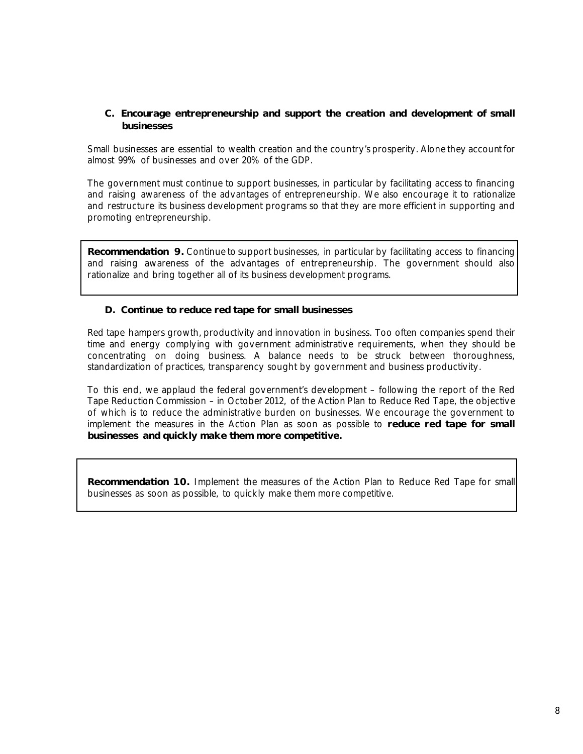### C. Encourage entrepreneurship and support the creation and development of small businesses

Small businesses are essential to wealth creation and the country's prosperity. Alone they account for almost 99% of businesses and over 20% of the GDP.

The government must continue to support businesses, in particular by facilitating access to financing and raising awareness of the advantages of entrepreneurship. We also encourage it to rationalize and restructure its business development programs so that they are more efficient in supporting and promoting entrepreneurship.

> **Recommendation 9.** Continue to support businesses, in particular by facilitating access to financing and raising awareness of the advantages of entrepreneurship. The government should also rationalize and bring together all of its business development programs.

### D. Continue to reduce red tape for small businesses

Red tape hampers growth, productivity and innovation in business. Too often companies spend their time and energy complying with government administrative requirements, when they should be concentrating on doing business. A balance needs to be struck between thoroughness, standardization of practices, transparency sought by government and business productivity.

To this end, we applaud the federal government's development – following the report of the Red Tape Reduction Commission – in October 2012, of the Action Plan to Reduce Red Tape, the objective of which is to reduce the administrative burden on businesses. We encourage the government to implement the measures in the Action Plan as soon as possible to **reduce red tape for small businesses and quickly make them more competitive.**

> **Recommendation 10.** Implement the measures of the Action Plan to Reduce Red Tape for small businesses as soon as possible, to quickly make them more competitive.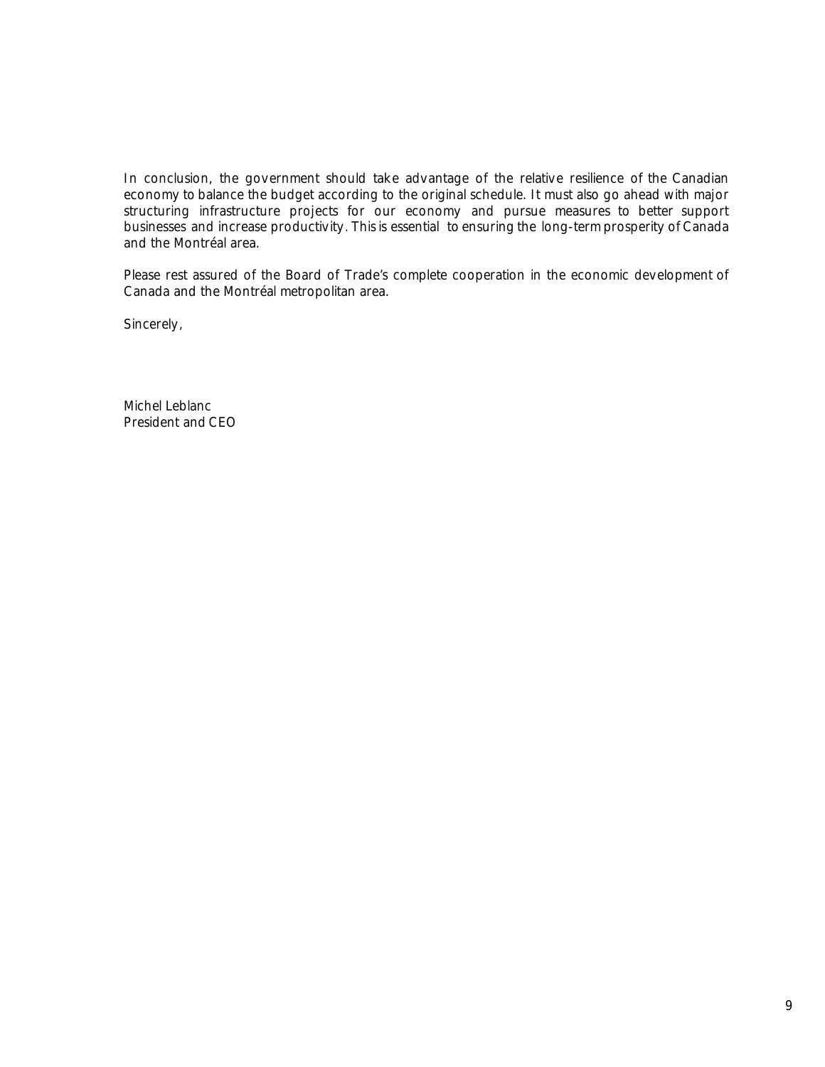In conclusion, the government should take advantage of the relative resilience of the Canadian economy to balance the budget according to the original schedule. It must also go ahead with major structuring infrastructure projects for our economy and pursue measures to better support businesses and increase productivity. This is essential to ensuring the long-term prosperity of Canada and the Montréal area.

Please rest assured of the Board of Trade's complete cooperation in the economic development of Canada and the Montréal metropolitan area.

Sincerely,

Michel Leblanc
President and CEO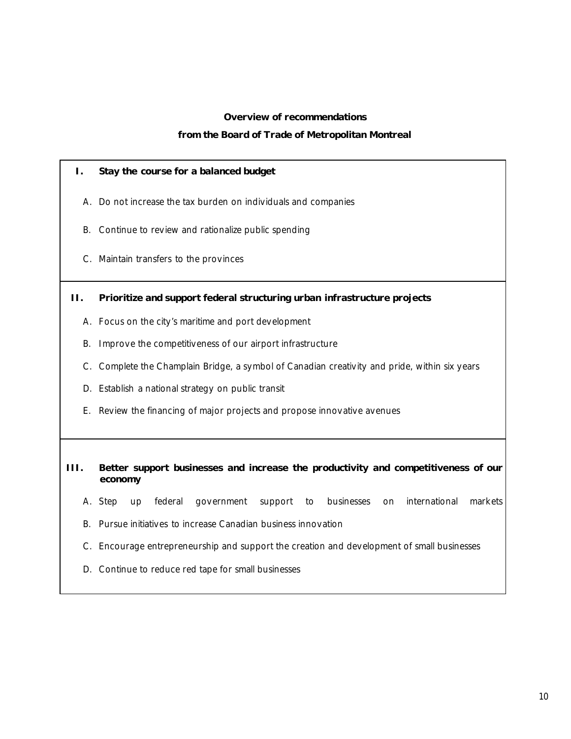**Overview of recommendations**

**from the Board of Trade of Metropolitan Montreal**

**I. Stay the course for a balanced budget**

A. Do not increase the tax burden on individuals and companies

B. Continue to review and rationalize public spending

C. Maintain transfers to the provinces

**II. Prioritize and support federal structuring urban infrastructure projects**

A. Focus on the city's maritime and port development

B. Improve the competitiveness of our airport infrastructure

C. Complete the Champlain Bridge, a symbol of Canadian creativity and pride, within six years

D. Establish a national strategy on public transit

E. Review the financing of major projects and propose innovative avenues

**III. Better support businesses and increase the productivity and competitiveness of our economy**

A. Step up federal government support to businesses on international markets

B. Pursue initiatives to increase Canadian business innovation

C. Encourage entrepreneurship and support the creation and development of small businesses

D. Continue to reduce red tape for small businesses